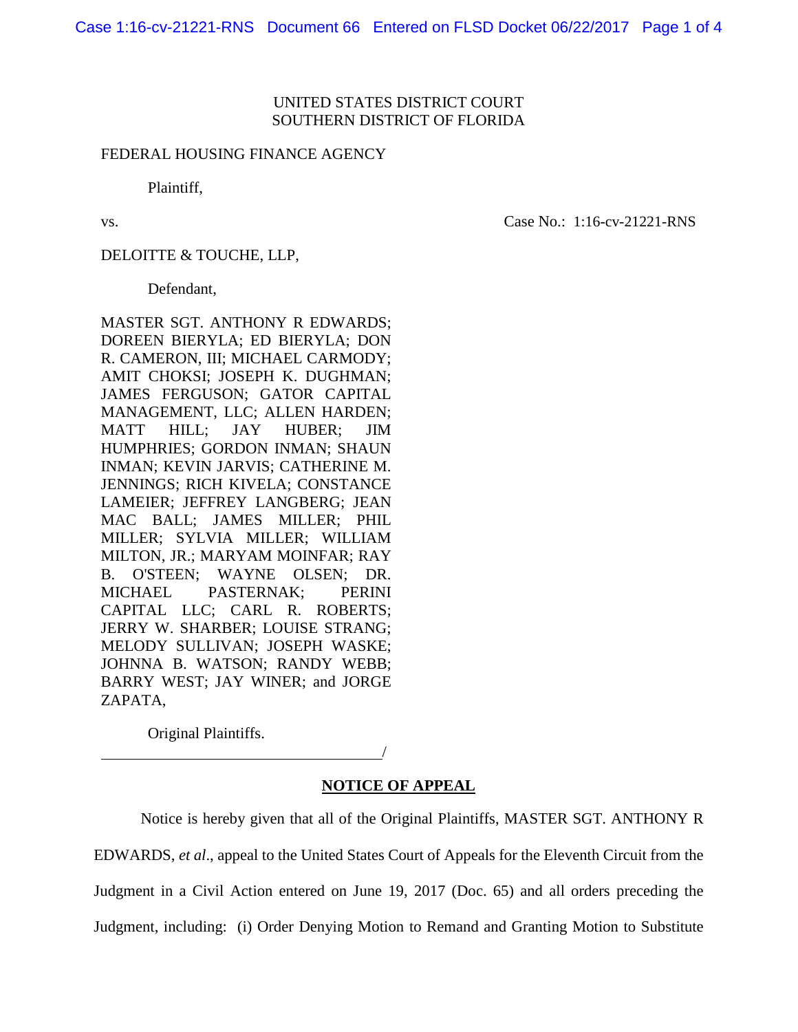UNITED STATES DISTRICT COURT
SOUTHERN DISTRICT OF FLORIDA

FEDERAL HOUSING FINANCE AGENCY

Plaintiff,

vs. Case No.: 1:16-cv-21221-RNS

DELOITTE & TOUCHE, LLP,

Defendant,

MASTER SGT. ANTHONY R EDWARDS; DOREEN BIERYLA; ED BIERYLA; DON R. CAMERON, III; MICHAEL CARMODY; AMIT CHOKSI; JOSEPH K. DUGHMAN; JAMES FERGUSON; GATOR CAPITAL MANAGEMENT, LLC; ALLEN HARDEN; MATT HILL; JAY HUBER; JIM HUMPHRIES; GORDON INMAN; SHAUN INMAN; KEVIN JARVIS; CATHERINE M. JENNINGS; RICH KIVELA; CONSTANCE LAMEIER; JEFFREY LANGBERG; JEAN MAC BALL; JAMES MILLER; PHIL MILLER; SYLVIA MILLER; WILLIAM MILTON, JR.; MARYAM MOINFAR; RAY B. O'STEEN; WAYNE OLSEN; DR. MICHAEL PASTERNAK; PERINI CAPITAL LLC; CARL R. ROBERTS; JERRY W. SHARBER; LOUISE STRANG; MELODY SULLIVAN; JOSEPH WASKE; JOHNNA B. WATSON; RANDY WEBB; BARRY WEST; JAY WINER; and JORGE ZAPATA,

Original Plaintiffs.

_________________________________/

**NOTICE OF APPEAL**

Notice is hereby given that all of the Original Plaintiffs, MASTER SGT. ANTHONY R EDWARDS, *et al*., appeal to the United States Court of Appeals for the Eleventh Circuit from the Judgment in a Civil Action entered on June 19, 2017 (Doc. 65) and all orders preceding the Judgment, including: (i) Order Denying Motion to Remand and Granting Motion to Substitute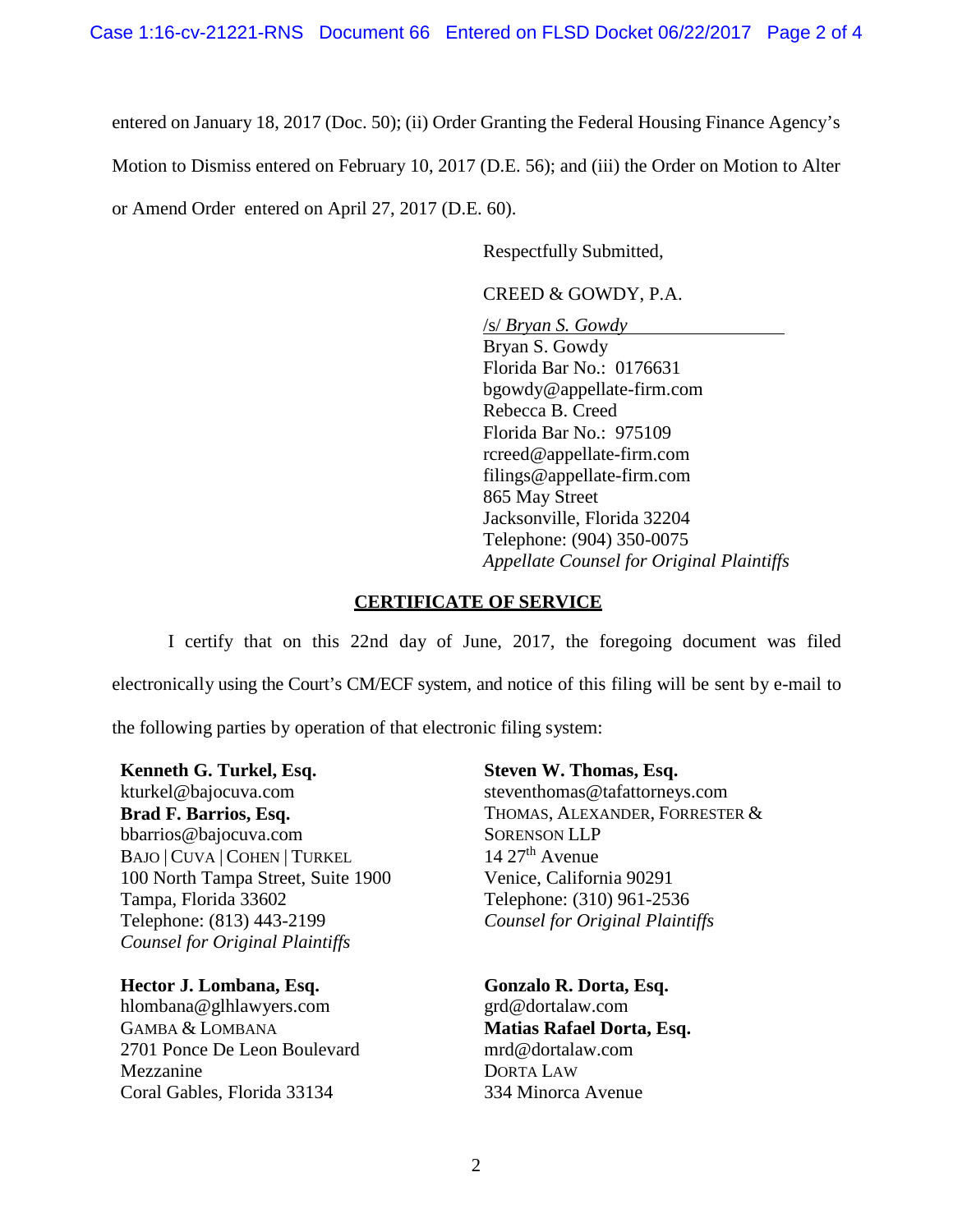entered on January 18, 2017 (Doc. 50); (ii) Order Granting the Federal Housing Finance Agency's Motion to Dismiss entered on February 10, 2017 (D.E. 56); and (iii) the Order on Motion to Alter or Amend Order entered on April 27, 2017 (D.E. 60).

Respectfully Submitted,

CREED & GOWDY, P.A.

/s/ *Bryan S. Gowdy*
Bryan S. Gowdy
Florida Bar No.: 0176631
bgowdy@appellate-firm.com
Rebecca B. Creed
Florida Bar No.: 975109
rcreed@appellate-firm.com
filings@appellate-firm.com
865 May Street
Jacksonville, Florida 32204
Telephone: (904) 350-0075
*Appellate Counsel for Original Plaintiffs*

## CERTIFICATE OF SERVICE

I certify that on this 22nd day of June, 2017, the foregoing document was filed electronically using the Court's CM/ECF system, and notice of this filing will be sent by e-mail to the following parties by operation of that electronic filing system:

**Kenneth G. Turkel, Esq.**
kturkel@bajocuva.com
**Brad F. Barrios, Esq.**
bbarrios@bajocuva.com
BAJO | CUVA | COHEN | TURKEL
100 North Tampa Street, Suite 1900
Tampa, Florida 33602
Telephone: (813) 443-2199
*Counsel for Original Plaintiffs*

**Steven W. Thomas, Esq.**
steventhomas@tafattorneys.com
THOMAS, ALEXANDER, FORRESTER & SORENSON LLP
14 27th Avenue
Venice, California 90291
Telephone: (310) 961-2536
*Counsel for Original Plaintiffs*

**Hector J. Lombana, Esq.**
hlombana@glhlawyers.com
GAMBA & LOMBANA
2701 Ponce De Leon Boulevard
Mezzanine
Coral Gables, Florida 33134

**Gonzalo R. Dorta, Esq.**
grd@dortalaw.com
**Matias Rafael Dorta, Esq.**
mrd@dortalaw.com
DORTA LAW
334 Minorca Avenue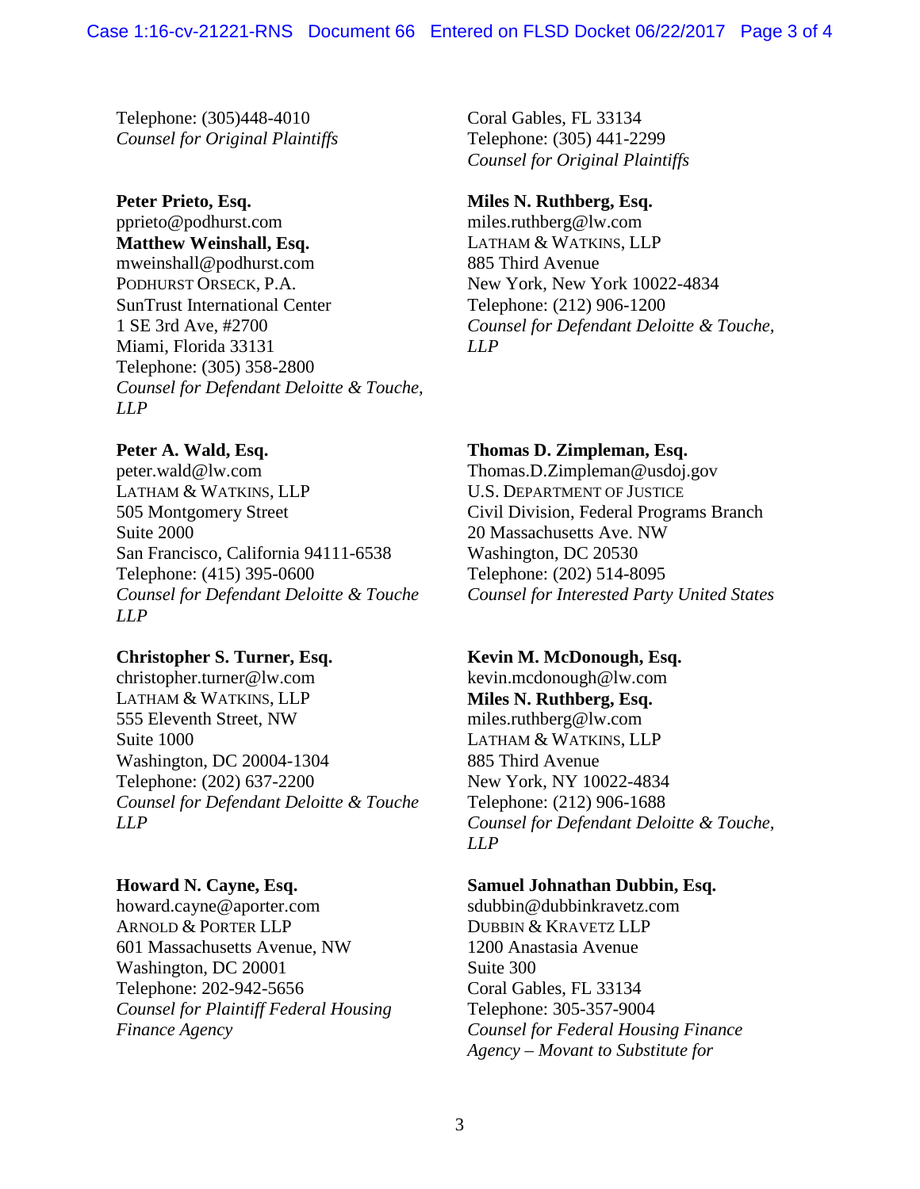Telephone: (305)448-4010
*Counsel for Original Plaintiffs*

Coral Gables, FL 33134
Telephone: (305) 441-2299
*Counsel for Original Plaintiffs*

**Peter Prieto, Esq.**
pprieto@podhurst.com
**Matthew Weinshall, Esq.**
mweinshall@podhurst.com
PODHURST ORSECK, P.A.
SunTrust International Center
1 SE 3rd Ave, #2700
Miami, Florida 33131
Telephone: (305) 358-2800
*Counsel for Defendant Deloitte & Touche, LLP*

**Miles N. Ruthberg, Esq.**
miles.ruthberg@lw.com
LATHAM & WATKINS, LLP
885 Third Avenue
New York, New York 10022-4834
Telephone: (212) 906-1200
*Counsel for Defendant Deloitte & Touche, LLP*

**Peter A. Wald, Esq.**
peter.wald@lw.com
LATHAM & WATKINS, LLP
505 Montgomery Street
Suite 2000
San Francisco, California 94111-6538
Telephone: (415) 395-0600
*Counsel for Defendant Deloitte & Touche LLP*

**Thomas D. Zimpleman, Esq.**
Thomas.D.Zimpleman@usdoj.gov
U.S. DEPARTMENT OF JUSTICE
Civil Division, Federal Programs Branch
20 Massachusetts Ave. NW
Washington, DC 20530
Telephone: (202) 514-8095
*Counsel for Interested Party United States*

**Christopher S. Turner, Esq.**
christopher.turner@lw.com
LATHAM & WATKINS, LLP
555 Eleventh Street, NW
Suite 1000
Washington, DC 20004-1304
Telephone: (202) 637-2200
*Counsel for Defendant Deloitte & Touche LLP*

**Kevin M. McDonough, Esq.**
kevin.mcdonough@lw.com
**Miles N. Ruthberg, Esq.**
miles.ruthberg@lw.com
LATHAM & WATKINS, LLP
885 Third Avenue
New York, NY 10022-4834
Telephone: (212) 906-1688
*Counsel for Defendant Deloitte & Touche, LLP*

**Howard N. Cayne, Esq.**
howard.cayne@aporter.com
ARNOLD & PORTER LLP
601 Massachusetts Avenue, NW
Washington, DC 20001
Telephone: 202-942-5656
*Counsel for Plaintiff Federal Housing Finance Agency*

**Samuel Johnathan Dubbin, Esq.**
sdubbin@dubbinkravetz.com
DUBBIN & KRAVETZ LLP
1200 Anastasia Avenue
Suite 300
Coral Gables, FL 33134
Telephone: 305-357-9004
*Counsel for Federal Housing Finance Agency – Movant to Substitute for*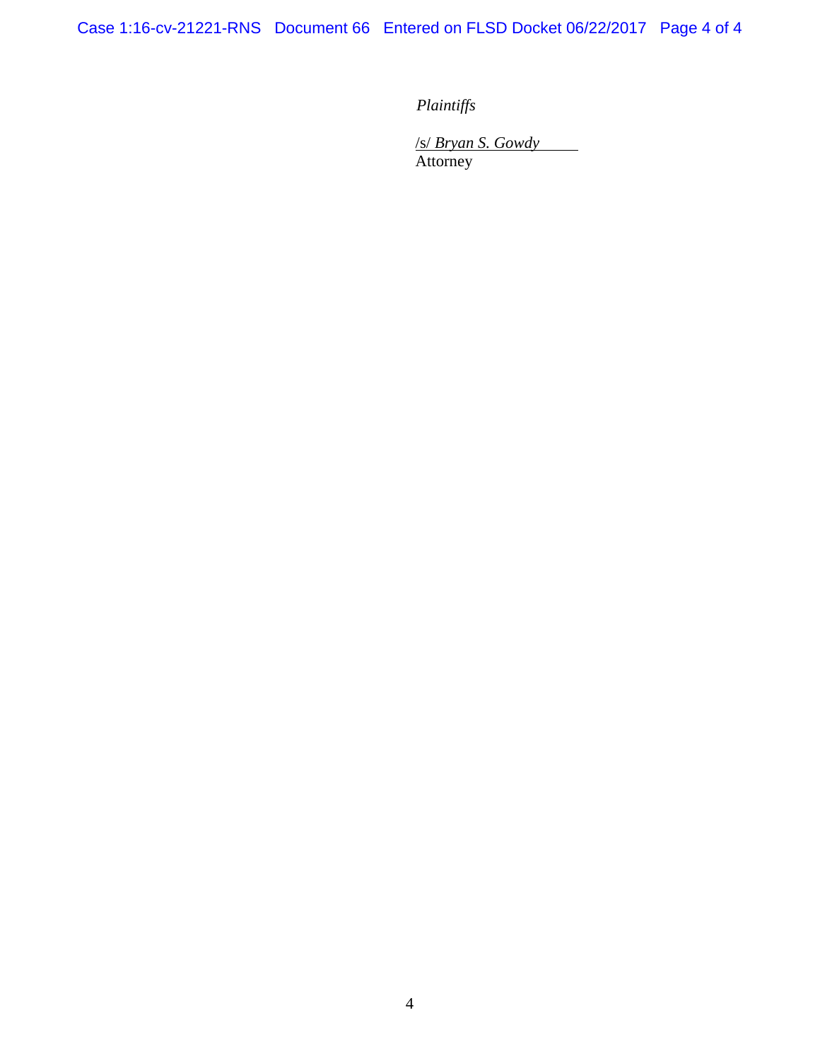*Plaintiffs*

/s/ *Bryan S. Gowdy*
Attorney